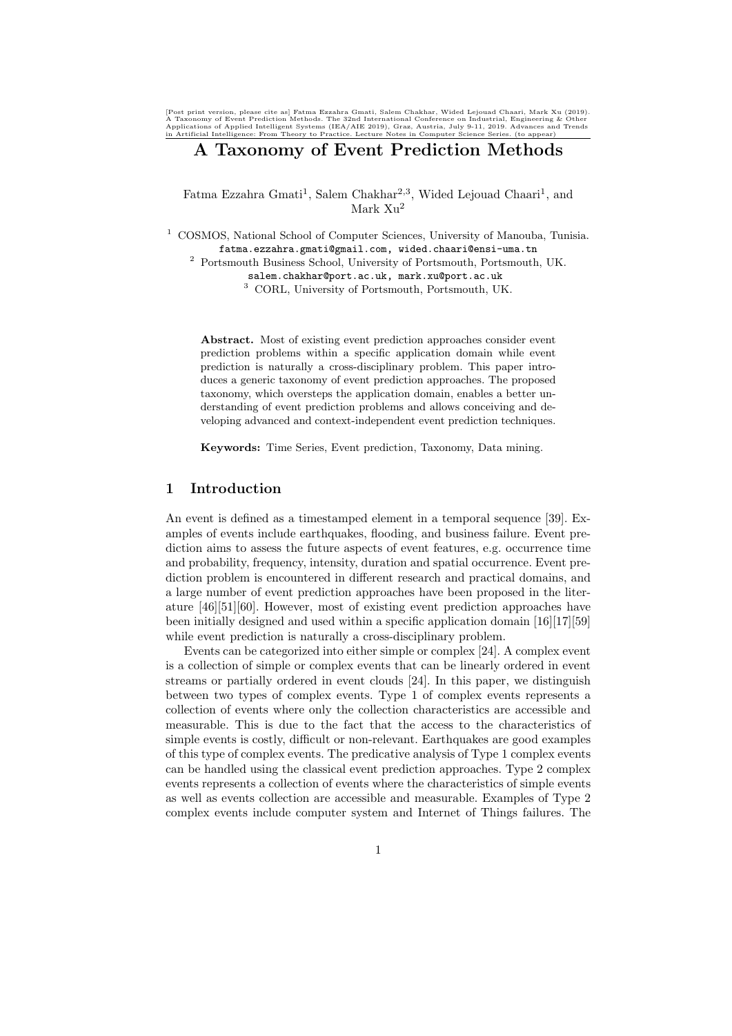[Post print version, please cite as] Fatma Ezzahra Gmati, Salem Chakhar, Wided Lejouad Chaari, Mark Xu (2019). A Taxonomy of Event Prediction Methods. The 32nd International Conference on Industrial, Engineering & Other Applications of Applied Intelligent Systems (IEA/AIE 2019), Graz, Austria, July 9-11, 2019. Advances and Trends in Artificial Intelligence: From Theory to Practice. Lecture Notes in Computer Science Series. (to appear)

# A Taxonomy of Event Prediction Methods

Fatma Ezzahra Gmati[1], Salem Chakhar[2,3], Wided Lejouad Chaari[1], and Mark Xu[2]

[1] COSMOS, National School of Computer Sciences, University of Manouba, Tunisia. fatma.ezzahra.gmati@gmail.com, wided.chaari@ensi-uma.tn
[2] Portsmouth Business School, University of Portsmouth, Portsmouth, UK. salem.chakhar@port.ac.uk, mark.xu@port.ac.uk
[3] CORL, University of Portsmouth, Portsmouth, UK.

**Abstract.** Most of existing event prediction approaches consider event prediction problems within a specific application domain while event prediction is naturally a cross-disciplinary problem. This paper introduces a generic taxonomy of event prediction approaches. The proposed taxonomy, which oversteps the application domain, enables a better understanding of event prediction problems and allows conceiving and developing advanced and context-independent event prediction techniques.

**Keywords:** Time Series, Event prediction, Taxonomy, Data mining.

## 1 Introduction

An event is defined as a timestamped element in a temporal sequence [39]. Examples of events include earthquakes, flooding, and business failure. Event prediction aims to assess the future aspects of event features, e.g. occurrence time and probability, frequency, intensity, duration and spatial occurrence. Event prediction problem is encountered in different research and practical domains, and a large number of event prediction approaches have been proposed in the literature [46][51][60]. However, most of existing event prediction approaches have been initially designed and used within a specific application domain [16][17][59] while event prediction is naturally a cross-disciplinary problem.

Events can be categorized into either simple or complex [24]. A complex event is a collection of simple or complex events that can be linearly ordered in event streams or partially ordered in event clouds [24]. In this paper, we distinguish between two types of complex events. Type 1 of complex events represents a collection of events where only the collection characteristics are accessible and measurable. This is due to the fact that the access to the characteristics of simple events is costly, difficult or non-relevant. Earthquakes are good examples of this type of complex events. The predicative analysis of Type 1 complex events can be handled using the classical event prediction approaches. Type 2 complex events represents a collection of events where the characteristics of simple events as well as events collection are accessible and measurable. Examples of Type 2 complex events include computer system and Internet of Things failures. The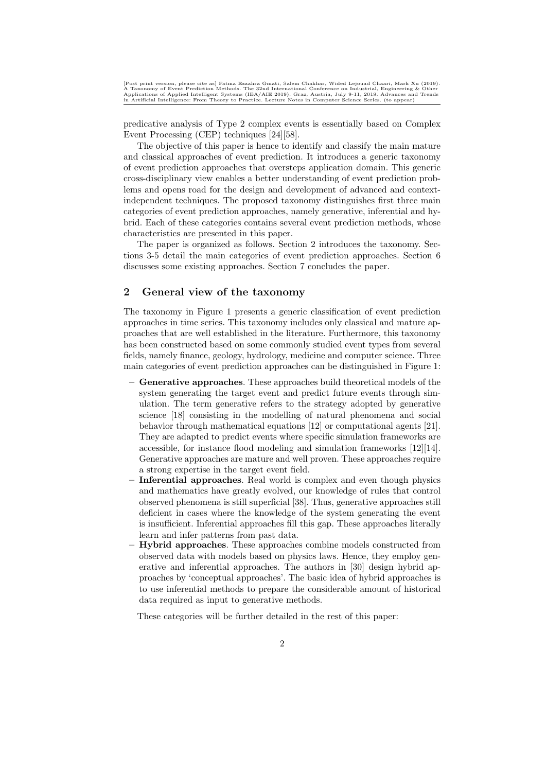predicative analysis of Type 2 complex events is essentially based on Complex Event Processing (CEP) techniques [24][58].

The objective of this paper is hence to identify and classify the main mature and classical approaches of event prediction. It introduces a generic taxonomy of event prediction approaches that oversteps application domain. This generic cross-disciplinary view enables a better understanding of event prediction problems and opens road for the design and development of advanced and context-independent techniques. The proposed taxonomy distinguishes first three main categories of event prediction approaches, namely generative, inferential and hybrid. Each of these categories contains several event prediction methods, whose characteristics are presented in this paper.

The paper is organized as follows. Section 2 introduces the taxonomy. Sections 3-5 detail the main categories of event prediction approaches. Section 6 discusses some existing approaches. Section 7 concludes the paper.

## 2 General view of the taxonomy

The taxonomy in Figure 1 presents a generic classification of event prediction approaches in time series. This taxonomy includes only classical and mature approaches that are well established in the literature. Furthermore, this taxonomy has been constructed based on some commonly studied event types from several fields, namely finance, geology, hydrology, medicine and computer science. Three main categories of event prediction approaches can be distinguished in Figure 1:

- **Generative approaches**. These approaches build theoretical models of the system generating the target event and predict future events through simulation. The term generative refers to the strategy adopted by generative science [18] consisting in the modelling of natural phenomena and social behavior through mathematical equations [12] or computational agents [21]. They are adapted to predict events where specific simulation frameworks are accessible, for instance flood modeling and simulation frameworks [12][14]. Generative approaches are mature and well proven. These approaches require a strong expertise in the target event field.
- **Inferential approaches**. Real world is complex and even though physics and mathematics have greatly evolved, our knowledge of rules that control observed phenomena is still superficial [38]. Thus, generative approaches still deficient in cases where the knowledge of the system generating the event is insufficient. Inferential approaches fill this gap. These approaches literally learn and infer patterns from past data.
- **Hybrid approaches**. These approaches combine models constructed from observed data with models based on physics laws. Hence, they employ generative and inferential approaches. The authors in [30] design hybrid approaches by 'conceptual approaches'. The basic idea of hybrid approaches is to use inferential methods to prepare the considerable amount of historical data required as input to generative methods.

These categories will be further detailed in the rest of this paper: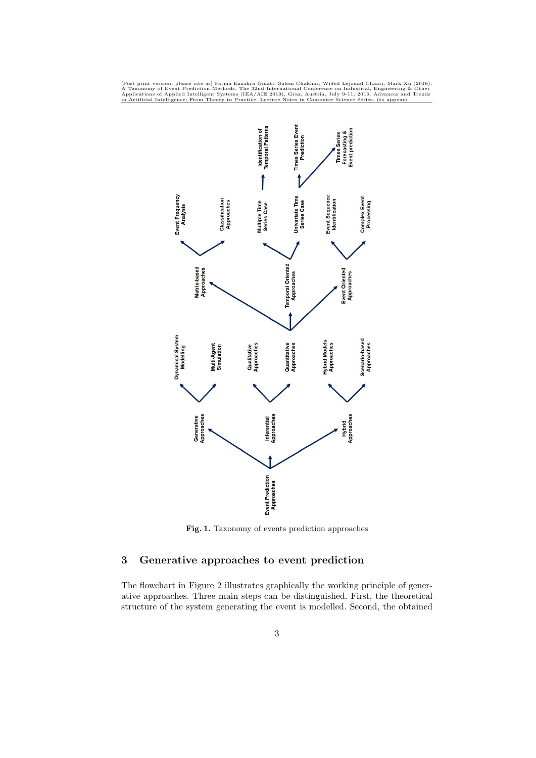- Event Prediction Approaches
  - Generative Approaches
    - Dynamical System Modelling
    - Multi-Agent Simulation
  - Inferential Approaches
    - Qualitative Approaches
    - Quantitative Approaches
      - Matrix-based Approaches
        - Event Frequency Analysis
        - Classification Approaches
      - Temporal Oriented Approaches
        - Multiple Time Series Case
          - Identification of Temporal Patterns
        - Univariate Time Series Case
          - Times Series Event Prediction
          - Times Series Forecasting & Event prediction
      - Event Oriented Approaches
        - Event Sequence Identification
        - Complex Event Processing
  - Hybrid Approaches
    - Hybrid Models Approaches
    - Scenario-based Approaches

**Fig. 1.** Taxonomy of events prediction approaches

## 3 Generative approaches to event prediction

The flowchart in Figure 2 illustrates graphically the working principle of generative approaches. Three main steps can be distinguished. First, the theoretical structure of the system generating the event is modelled. Second, the obtained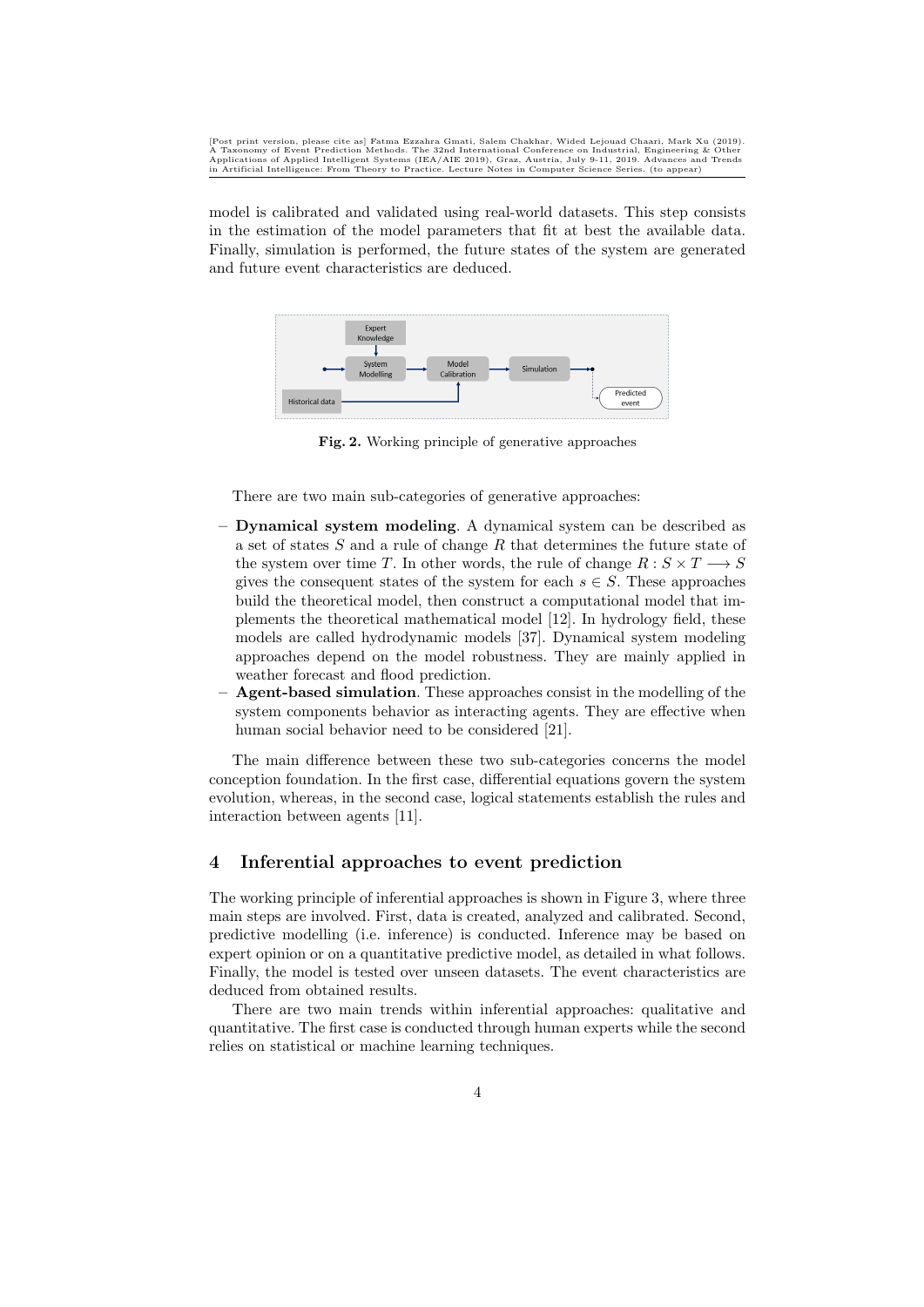model is calibrated and validated using real-world datasets. This step consists in the estimation of the model parameters that fit at best the available data. Finally, simulation is performed, the future states of the system are generated and future event characteristics are deduced.

**Fig. 2.** Working principle of generative approaches

There are two main sub-categories of generative approaches:

- **Dynamical system modeling**. A dynamical system can be described as a set of states $S$ and a rule of change $R$ that determines the future state of the system over time $T$. In other words, the rule of change $R : S \times T \longrightarrow S$ gives the consequent states of the system for each $s \in S$. These approaches build the theoretical model, then construct a computational model that implements the theoretical mathematical model [12]. In hydrology field, these models are called hydrodynamic models [37]. Dynamical system modeling approaches depend on the model robustness. They are mainly applied in weather forecast and flood prediction.
- **Agent-based simulation**. These approaches consist in the modelling of the system components behavior as interacting agents. They are effective when human social behavior need to be considered [21].

The main difference between these two sub-categories concerns the model conception foundation. In the first case, differential equations govern the system evolution, whereas, in the second case, logical statements establish the rules and interaction between agents [11].

## 4 Inferential approaches to event prediction

The working principle of inferential approaches is shown in Figure 3, where three main steps are involved. First, data is created, analyzed and calibrated. Second, predictive modelling (i.e. inference) is conducted. Inference may be based on expert opinion or on a quantitative predictive model, as detailed in what follows. Finally, the model is tested over unseen datasets. The event characteristics are deduced from obtained results.

There are two main trends within inferential approaches: qualitative and quantitative. The first case is conducted through human experts while the second relies on statistical or machine learning techniques.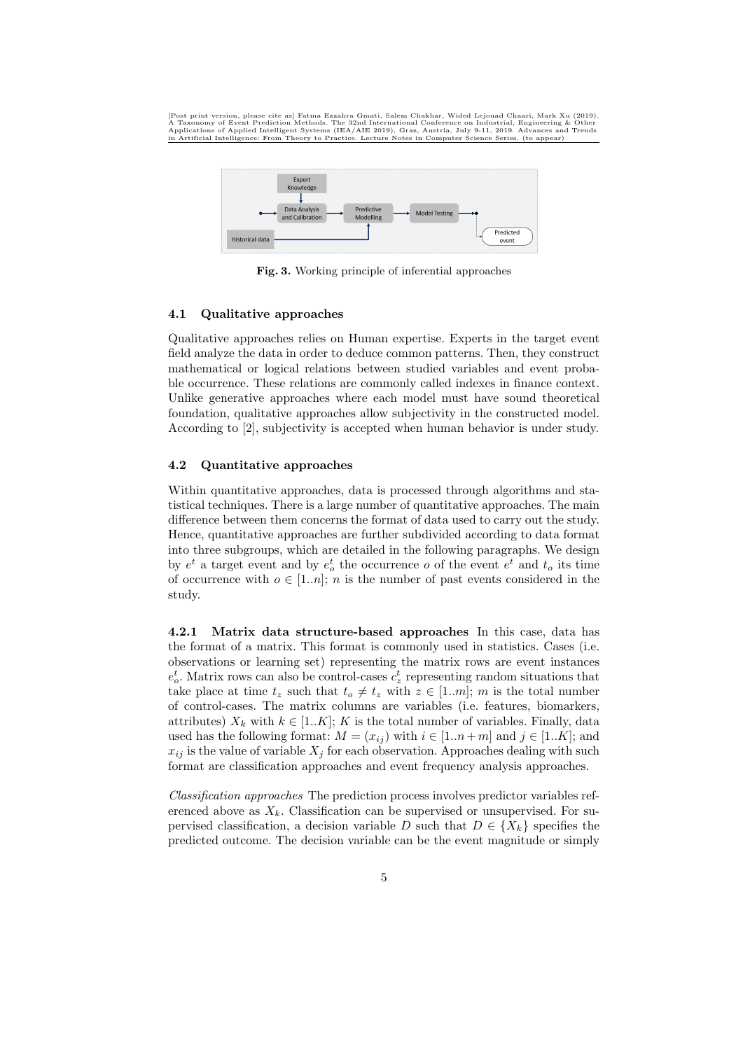Fig. 3. Working principle of inferential approaches

### 4.1 Qualitative approaches

Qualitative approaches relies on Human expertise. Experts in the target event field analyze the data in order to deduce common patterns. Then, they construct mathematical or logical relations between studied variables and event probable occurrence. These relations are commonly called indexes in finance context. Unlike generative approaches where each model must have sound theoretical foundation, qualitative approaches allow subjectivity in the constructed model. According to [2], subjectivity is accepted when human behavior is under study.

### 4.2 Quantitative approaches

Within quantitative approaches, data is processed through algorithms and statistical techniques. There is a large number of quantitative approaches. The main difference between them concerns the format of data used to carry out the study. Hence, quantitative approaches are further subdivided according to data format into three subgroups, which are detailed in the following paragraphs. We design by $e^t$ a target event and by $e^t_o$ the occurrence $o$ of the event $e^t$ and $t_o$ its time of occurrence with $o \in [1..n]$; $n$ is the number of past events considered in the study.

**4.2.1 Matrix data structure-based approaches** In this case, data has the format of a matrix. This format is commonly used in statistics. Cases (i.e. observations or learning set) representing the matrix rows are event instances $e^t_o$. Matrix rows can also be control-cases $c^t_z$ representing random situations that take place at time $t_z$ such that $t_o \neq t_z$ with $z \in [1..m]$; $m$ is the total number of control-cases. The matrix columns are variables (i.e. features, biomarkers, attributes) $X_k$ with $k \in [1..K]$; $K$ is the total number of variables. Finally, data used has the following format: $M = (x_{ij})$ with $i \in [1..n+m]$ and $j \in [1..K]$; and $x_{ij}$ is the value of variable $X_j$ for each observation. Approaches dealing with such format are classification approaches and event frequency analysis approaches.

*Classification approaches* The prediction process involves predictor variables referenced above as $X_k$. Classification can be supervised or unsupervised. For supervised classification, a decision variable $D$ such that $D \in \{X_k\}$ specifies the predicted outcome. The decision variable can be the event magnitude or simply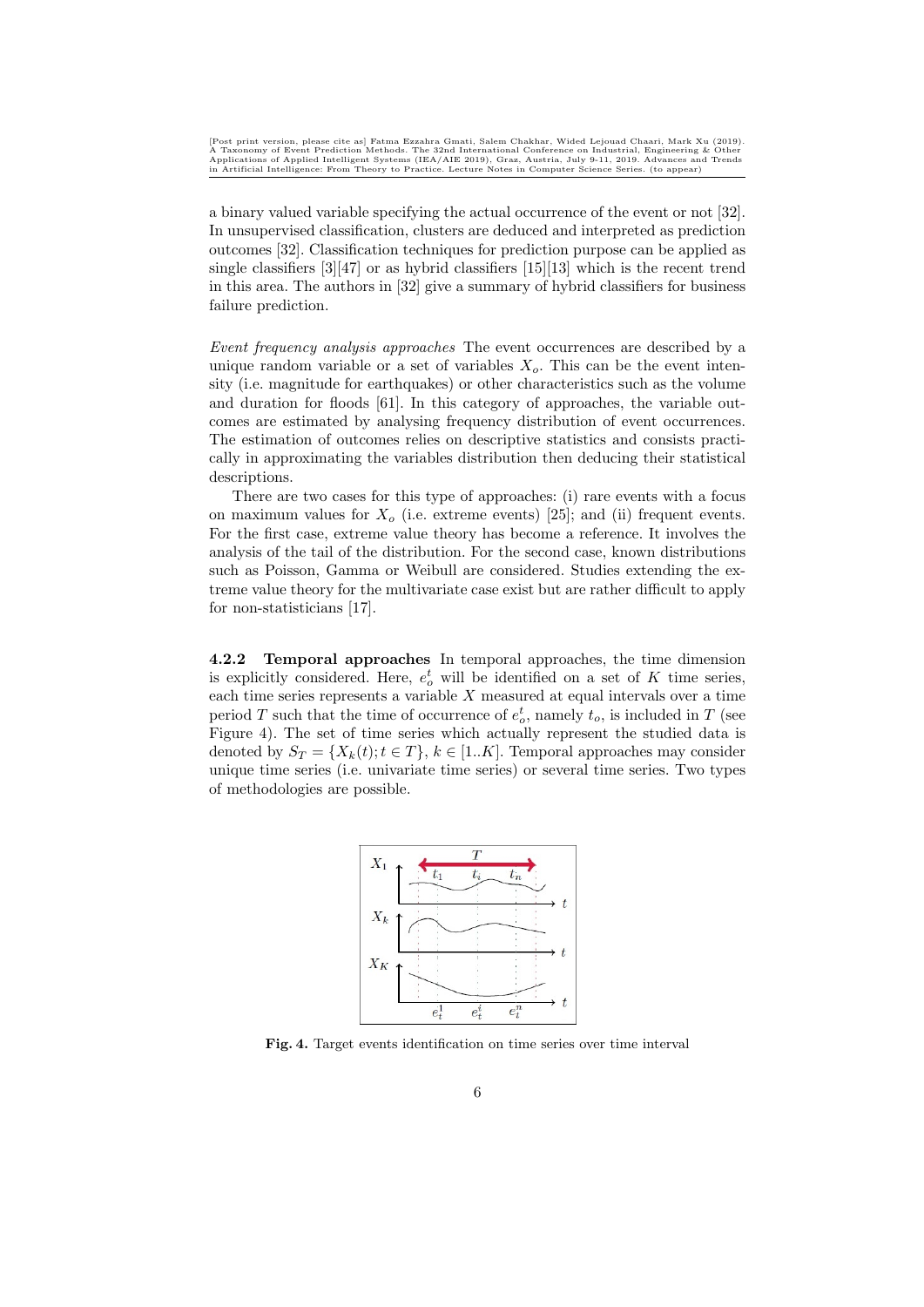a binary valued variable specifying the actual occurrence of the event or not [32]. In unsupervised classification, clusters are deduced and interpreted as prediction outcomes [32]. Classification techniques for prediction purpose can be applied as single classifiers [3][47] or as hybrid classifiers [15][13] which is the recent trend in this area. The authors in [32] give a summary of hybrid classifiers for business failure prediction.

*Event frequency analysis approaches* The event occurrences are described by a unique random variable or a set of variables $X_o$. This can be the event intensity (i.e. magnitude for earthquakes) or other characteristics such as the volume and duration for floods [61]. In this category of approaches, the variable outcomes are estimated by analysing frequency distribution of event occurrences. The estimation of outcomes relies on descriptive statistics and consists practically in approximating the variables distribution then deducing their statistical descriptions.

There are two cases for this type of approaches: (i) rare events with a focus on maximum values for $X_o$ (i.e. extreme events) [25]; and (ii) frequent events. For the first case, extreme value theory has become a reference. It involves the analysis of the tail of the distribution. For the second case, known distributions such as Poisson, Gamma or Weibull are considered. Studies extending the extreme value theory for the multivariate case exist but are rather difficult to apply for non-statisticians [17].

**4.2.2 Temporal approaches** In temporal approaches, the time dimension is explicitly considered. Here, $e_o^t$ will be identified on a set of $K$ time series, each time series represents a variable $X$ measured at equal intervals over a time period $T$ such that the time of occurrence of $e_o^t$, namely $t_o$, is included in $T$ (see Figure 4). The set of time series which actually represent the studied data is denoted by $S_T = \{X_k(t); t \in T\}$, $k \in [1..K]$. Temporal approaches may consider unique time series (i.e. univariate time series) or several time series. Two types of methodologies are possible.

**Fig. 4.** Target events identification on time series over time interval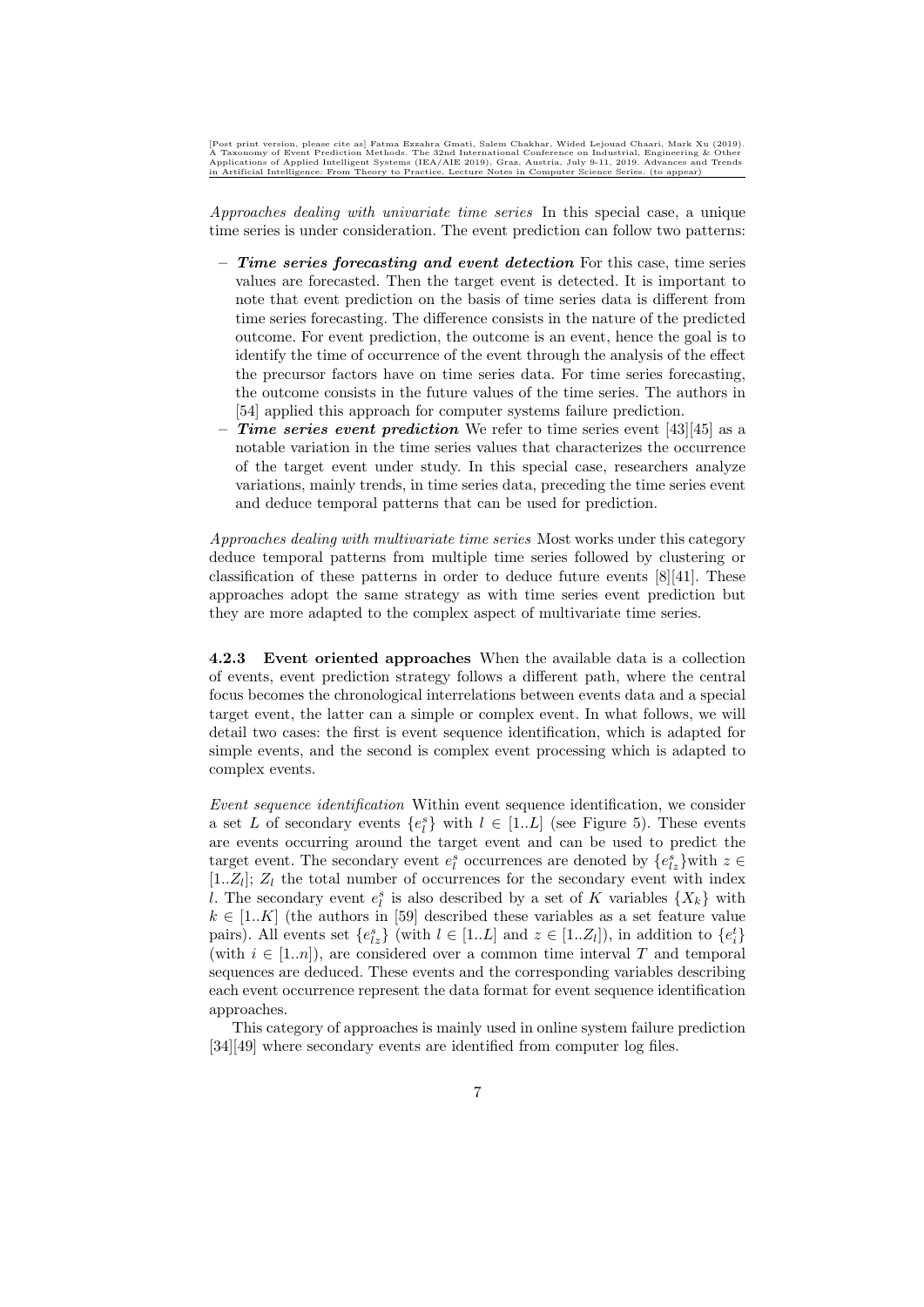*Approaches dealing with univariate time series* In this special case, a unique time series is under consideration. The event prediction can follow two patterns:

- ***Time series forecasting and event detection*** For this case, time series values are forecasted. Then the target event is detected. It is important to note that event prediction on the basis of time series data is different from time series forecasting. The difference consists in the nature of the predicted outcome. For event prediction, the outcome is an event, hence the goal is to identify the time of occurrence of the event through the analysis of the effect the precursor factors have on time series data. For time series forecasting, the outcome consists in the future values of the time series. The authors in [54] applied this approach for computer systems failure prediction.
- ***Time series event prediction*** We refer to time series event [43][45] as a notable variation in the time series values that characterizes the occurrence of the target event under study. In this special case, researchers analyze variations, mainly trends, in time series data, preceding the time series event and deduce temporal patterns that can be used for prediction.

*Approaches dealing with multivariate time series* Most works under this category deduce temporal patterns from multiple time series followed by clustering or classification of these patterns in order to deduce future events [8][41]. These approaches adopt the same strategy as with time series event prediction but they are more adapted to the complex aspect of multivariate time series.

#### 4.2.3 Event oriented approaches

When the available data is a collection of events, event prediction strategy follows a different path, where the central focus becomes the chronological interrelations between events data and a special target event, the latter can a simple or complex event. In what follows, we will detail two cases: the first is event sequence identification, which is adapted for simple events, and the second is complex event processing which is adapted to complex events.

*Event sequence identification* Within event sequence identification, we consider a set $L$ of secondary events $\{e^s_l\}$ with $l \in [1..L]$ (see Figure 5). These events are events occurring around the target event and can be used to predict the target event. The secondary event $e^s_l$ occurrences are denoted by $\{e^s_{lz}\}$with $z \in [1..Z_l]$; $Z_l$ the total number of occurrences for the secondary event with index $l$. The secondary event $e^s_l$ is also described by a set of $K$ variables $\{X_k\}$ with $k \in [1..K]$ (the authors in [59] described these variables as a set feature value pairs). All events set $\{e^s_{lz}\}$ (with $l \in [1..L]$ and $z \in [1..Z_l]$), in addition to $\{e^t_i\}$ (with $i \in [1..n]$), are considered over a common time interval $T$ and temporal sequences are deduced. These events and the corresponding variables describing each event occurrence represent the data format for event sequence identification approaches.

This category of approaches is mainly used in online system failure prediction [34][49] where secondary events are identified from computer log files.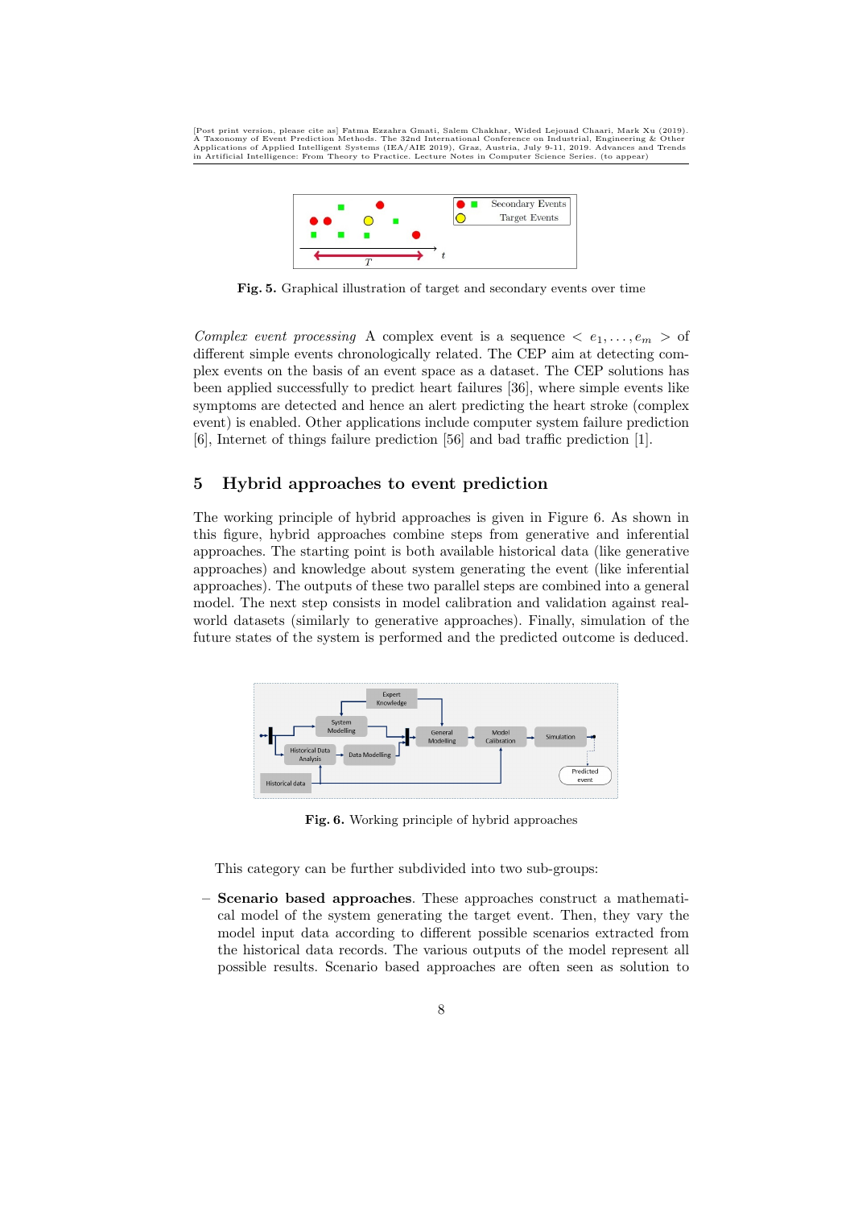[Post print version, please cite as] Fatma Ezzahra Gmati, Salem Chakhar, Wided Lejouad Chaari, Mark Xu (2019). A Taxonomy of Event Prediction Methods. The 32nd International Conference on Industrial, Engineering & Other Applications of Applied Intelligent Systems (IEA/AIE 2019), Graz, Austria, July 9-11, 2019. Advances and Trends in Artificial Intelligence: From Theory to Practice. Lecture Notes in Computer Science Series. (to appear)

**Fig. 5.** Graphical illustration of target and secondary events over time

*Complex event processing* A complex event is a sequence $< e_1, \ldots, e_m >$ of different simple events chronologically related. The CEP aim at detecting complex events on the basis of an event space as a dataset. The CEP solutions has been applied successfully to predict heart failures [36], where simple events like symptoms are detected and hence an alert predicting the heart stroke (complex event) is enabled. Other applications include computer system failure prediction [6], Internet of things failure prediction [56] and bad traffic prediction [1].

## 5 Hybrid approaches to event prediction

The working principle of hybrid approaches is given in Figure 6. As shown in this figure, hybrid approaches combine steps from generative and inferential approaches. The starting point is both available historical data (like generative approaches) and knowledge about system generating the event (like inferential approaches). The outputs of these two parallel steps are combined into a general model. The next step consists in model calibration and validation against real-world datasets (similarly to generative approaches). Finally, simulation of the future states of the system is performed and the predicted outcome is deduced.

**Fig. 6.** Working principle of hybrid approaches

This category can be further subdivided into two sub-groups:

- **Scenario based approaches**. These approaches construct a mathematical model of the system generating the target event. Then, they vary the model input data according to different possible scenarios extracted from the historical data records. The various outputs of the model represent all possible results. Scenario based approaches are often seen as solution to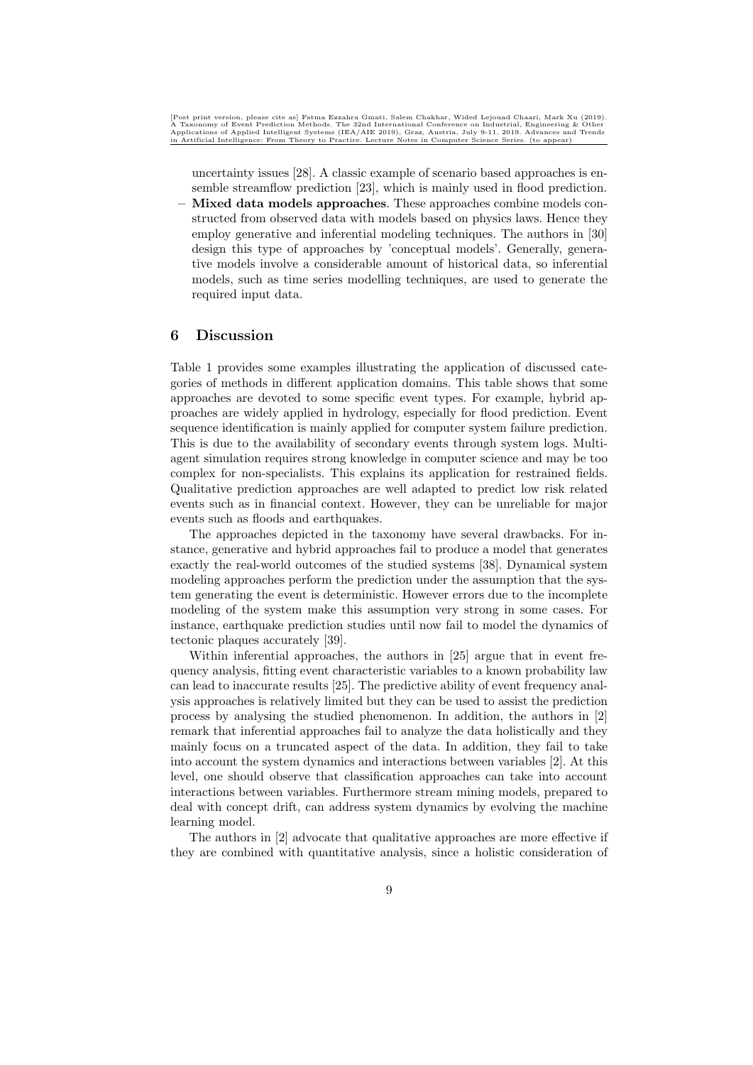uncertainty issues [28]. A classic example of scenario based approaches is ensemble streamflow prediction [23], which is mainly used in flood prediction.

– **Mixed data models approaches**. These approaches combine models constructed from observed data with models based on physics laws. Hence they employ generative and inferential modeling techniques. The authors in [30] design this type of approaches by 'conceptual models'. Generally, generative models involve a considerable amount of historical data, so inferential models, such as time series modelling techniques, are used to generate the required input data.

## 6 Discussion

Table 1 provides some examples illustrating the application of discussed categories of methods in different application domains. This table shows that some approaches are devoted to some specific event types. For example, hybrid approaches are widely applied in hydrology, especially for flood prediction. Event sequence identification is mainly applied for computer system failure prediction. This is due to the availability of secondary events through system logs. Multi-agent simulation requires strong knowledge in computer science and may be too complex for non-specialists. This explains its application for restrained fields. Qualitative prediction approaches are well adapted to predict low risk related events such as in financial context. However, they can be unreliable for major events such as floods and earthquakes.

The approaches depicted in the taxonomy have several drawbacks. For instance, generative and hybrid approaches fail to produce a model that generates exactly the real-world outcomes of the studied systems [38]. Dynamical system modeling approaches perform the prediction under the assumption that the system generating the event is deterministic. However errors due to the incomplete modeling of the system make this assumption very strong in some cases. For instance, earthquake prediction studies until now fail to model the dynamics of tectonic plaques accurately [39].

Within inferential approaches, the authors in [25] argue that in event frequency analysis, fitting event characteristic variables to a known probability law can lead to inaccurate results [25]. The predictive ability of event frequency analysis approaches is relatively limited but they can be used to assist the prediction process by analysing the studied phenomenon. In addition, the authors in [2] remark that inferential approaches fail to analyze the data holistically and they mainly focus on a truncated aspect of the data. In addition, they fail to take into account the system dynamics and interactions between variables [2]. At this level, one should observe that classification approaches can take into account interactions between variables. Furthermore stream mining models, prepared to deal with concept drift, can address system dynamics by evolving the machine learning model.

The authors in [2] advocate that qualitative approaches are more effective if they are combined with quantitative analysis, since a holistic consideration of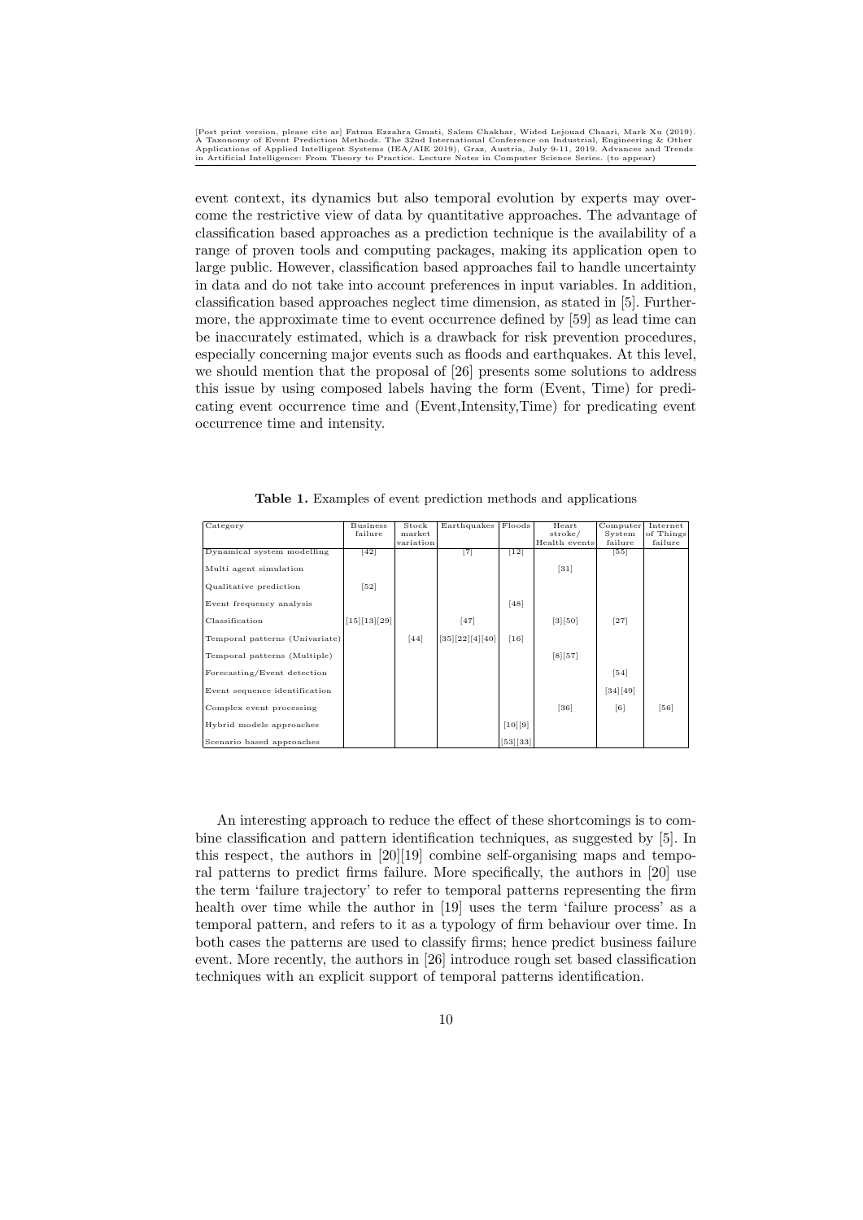event context, its dynamics but also temporal evolution by experts may overcome the restrictive view of data by quantitative approaches. The advantage of classification based approaches as a prediction technique is the availability of a range of proven tools and computing packages, making its application open to large public. However, classification based approaches fail to handle uncertainty in data and do not take into account preferences in input variables. In addition, classification based approaches neglect time dimension, as stated in [5]. Furthermore, the approximate time to event occurrence defined by [59] as lead time can be inaccurately estimated, which is a drawback for risk prevention procedures, especially concerning major events such as floods and earthquakes. At this level, we should mention that the proposal of [26] presents some solutions to address this issue by using composed labels having the form (Event, Time) for predicating event occurrence time and (Event,Intensity,Time) for predicating event occurrence time and intensity.

**Table 1.** Examples of event prediction methods and applications

| Category | Business failure | Stock market variation | Earthquakes | Floods | Heart stroke/ Health events | Computer System failure | Internet of Things failure |
|---|---|---|---|---|---|---|---|
| Dynamical system modelling | [42] | | [7] | [12] | | [55] | |
| Multi agent simulation | | | | | [31] | | |
| Qualitative prediction | [52] | | | | | | |
| Event frequency analysis | | | | [48] | | | |
| Classification | [15][13][29] | | [47] | | [3][50] | [27] | |
| Temporal patterns (Univariate) | | [44] | [35][22][4][40] | [16] | | | |
| Temporal patterns (Multiple) | | | | | [8][57] | | |
| Forecasting/Event detection | | | | | | [54] | |
| Event sequence identification | | | | | | [34][49] | |
| Complex event processing | | | | | [36] | [6] | [56] |
| Hybrid models approaches | | | | [10][9] | | | |
| Scenario based approaches | | | | [53][33] | | | |

An interesting approach to reduce the effect of these shortcomings is to combine classification and pattern identification techniques, as suggested by [5]. In this respect, the authors in [20][19] combine self-organising maps and temporal patterns to predict firms failure. More specifically, the authors in [20] use the term 'failure trajectory' to refer to temporal patterns representing the firm health over time while the author in [19] uses the term 'failure process' as a temporal pattern, and refers to it as a typology of firm behaviour over time. In both cases the patterns are used to classify firms; hence predict business failure event. More recently, the authors in [26] introduce rough set based classification techniques with an explicit support of temporal patterns identification.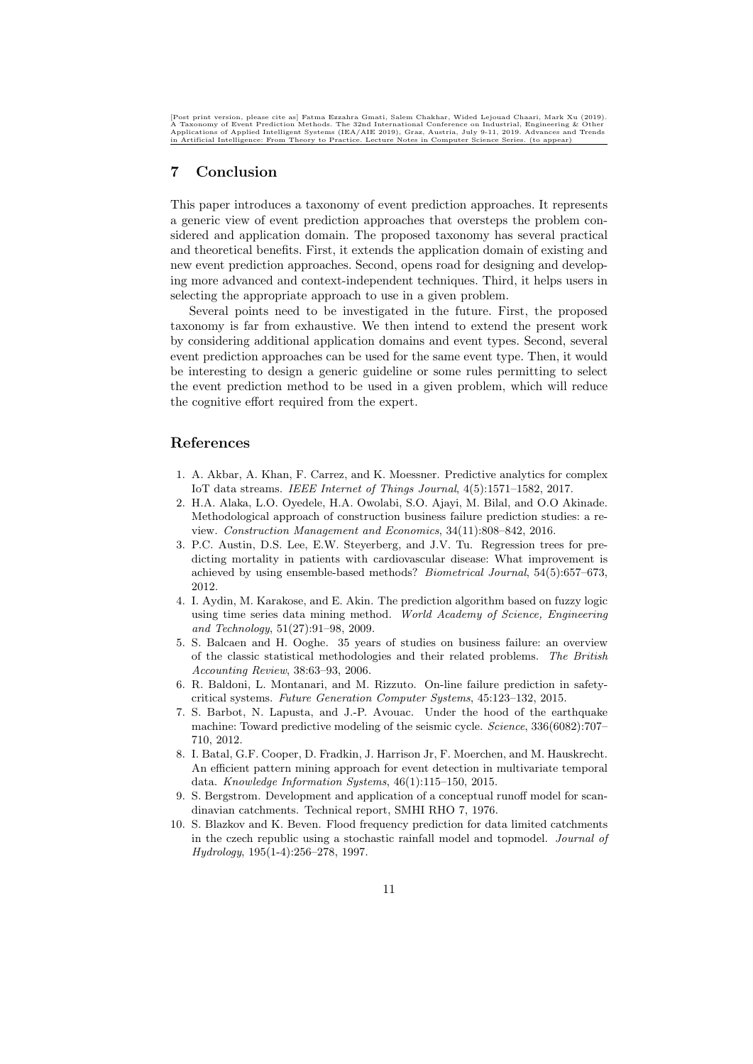## 7 Conclusion

This paper introduces a taxonomy of event prediction approaches. It represents a generic view of event prediction approaches that oversteps the problem considered and application domain. The proposed taxonomy has several practical and theoretical benefits. First, it extends the application domain of existing and new event prediction approaches. Second, opens road for designing and developing more advanced and context-independent techniques. Third, it helps users in selecting the appropriate approach to use in a given problem.

Several points need to be investigated in the future. First, the proposed taxonomy is far from exhaustive. We then intend to extend the present work by considering additional application domains and event types. Second, several event prediction approaches can be used for the same event type. Then, it would be interesting to design a generic guideline or some rules permitting to select the event prediction method to be used in a given problem, which will reduce the cognitive effort required from the expert.

## References

1. A. Akbar, A. Khan, F. Carrez, and K. Moessner. Predictive analytics for complex IoT data streams. *IEEE Internet of Things Journal*, 4(5):1571–1582, 2017.
2. H.A. Alaka, L.O. Oyedele, H.A. Owolabi, S.O. Ajayi, M. Bilal, and O.O Akinade. Methodological approach of construction business failure prediction studies: a review. *Construction Management and Economics*, 34(11):808–842, 2016.
3. P.C. Austin, D.S. Lee, E.W. Steyerberg, and J.V. Tu. Regression trees for predicting mortality in patients with cardiovascular disease: What improvement is achieved by using ensemble-based methods? *Biometrical Journal*, 54(5):657–673, 2012.
4. I. Aydin, M. Karakose, and E. Akin. The prediction algorithm based on fuzzy logic using time series data mining method. *World Academy of Science, Engineering and Technology*, 51(27):91–98, 2009.
5. S. Balcaen and H. Ooghe. 35 years of studies on business failure: an overview of the classic statistical methodologies and their related problems. *The British Accounting Review*, 38:63–93, 2006.
6. R. Baldoni, L. Montanari, and M. Rizzuto. On-line failure prediction in safety-critical systems. *Future Generation Computer Systems*, 45:123–132, 2015.
7. S. Barbot, N. Lapusta, and J.-P. Avouac. Under the hood of the earthquake machine: Toward predictive modeling of the seismic cycle. *Science*, 336(6082):707–710, 2012.
8. I. Batal, G.F. Cooper, D. Fradkin, J. Harrison Jr, F. Moerchen, and M. Hauskrecht. An efficient pattern mining approach for event detection in multivariate temporal data. *Knowledge Information Systems*, 46(1):115–150, 2015.
9. S. Bergstrom. Development and application of a conceptual runoff model for scandinavian catchments. Technical report, SMHI RHO 7, 1976.
10. S. Blazkov and K. Beven. Flood frequency prediction for data limited catchments in the czech republic using a stochastic rainfall model and topmodel. *Journal of Hydrology*, 195(1-4):256–278, 1997.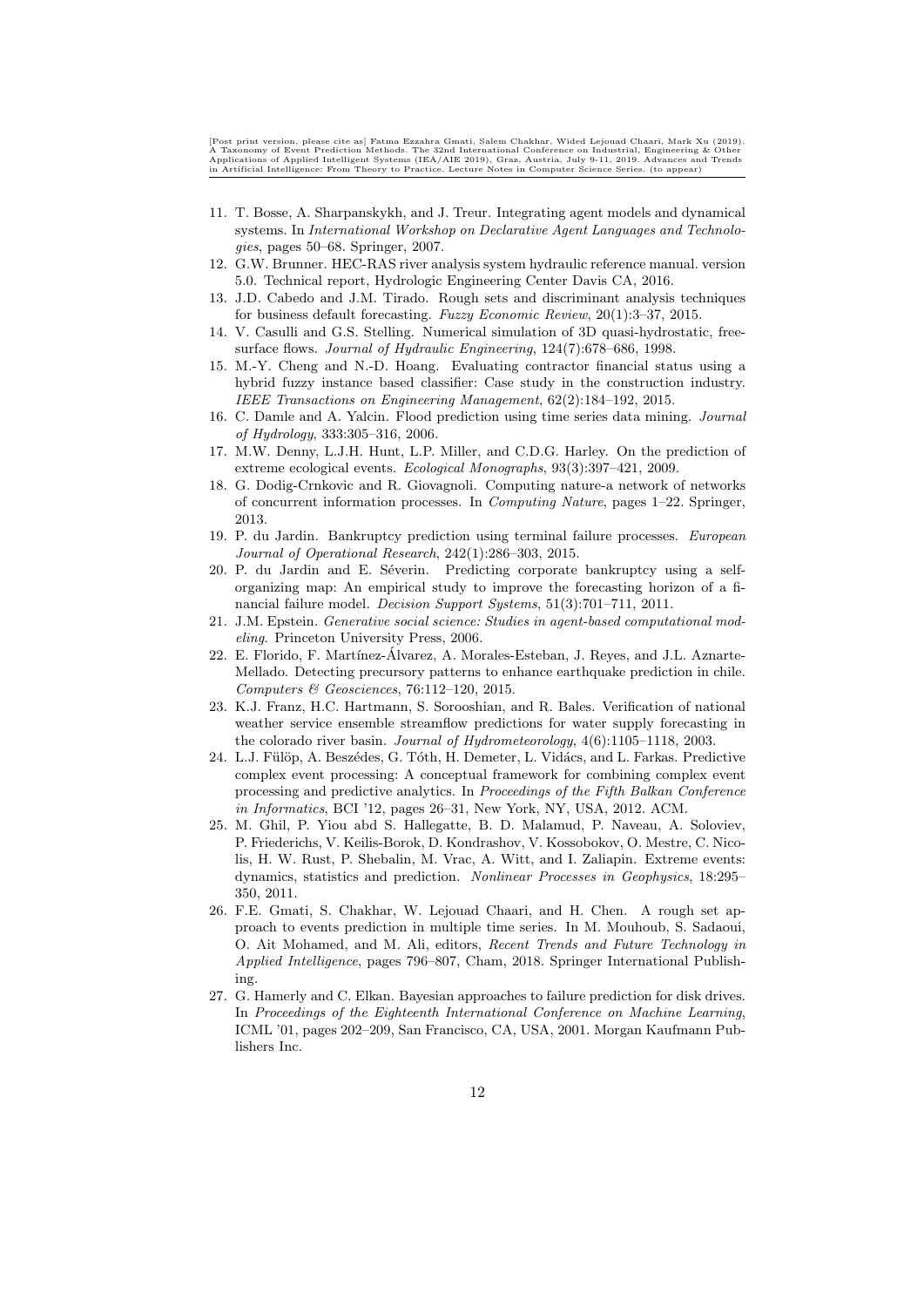11. T. Bosse, A. Sharpanskykh, and J. Treur. Integrating agent models and dynamical systems. In *International Workshop on Declarative Agent Languages and Technologies*, pages 50–68. Springer, 2007.
12. G.W. Brunner. HEC-RAS river analysis system hydraulic reference manual. version 5.0. Technical report, Hydrologic Engineering Center Davis CA, 2016.
13. J.D. Cabedo and J.M. Tirado. Rough sets and discriminant analysis techniques for business default forecasting. *Fuzzy Economic Review*, 20(1):3–37, 2015.
14. V. Casulli and G.S. Stelling. Numerical simulation of 3D quasi-hydrostatic, free-surface flows. *Journal of Hydraulic Engineering*, 124(7):678–686, 1998.
15. M.-Y. Cheng and N.-D. Hoang. Evaluating contractor financial status using a hybrid fuzzy instance based classifier: Case study in the construction industry. *IEEE Transactions on Engineering Management*, 62(2):184–192, 2015.
16. C. Damle and A. Yalcin. Flood prediction using time series data mining. *Journal of Hydrology*, 333:305–316, 2006.
17. M.W. Denny, L.J.H. Hunt, L.P. Miller, and C.D.G. Harley. On the prediction of extreme ecological events. *Ecological Monographs*, 93(3):397–421, 2009.
18. G. Dodig-Crnkovic and R. Giovagnoli. Computing nature-a network of networks of concurrent information processes. In *Computing Nature*, pages 1–22. Springer, 2013.
19. P. du Jardin. Bankruptcy prediction using terminal failure processes. *European Journal of Operational Research*, 242(1):286–303, 2015.
20. P. du Jardin and E. Séverin. Predicting corporate bankruptcy using a self-organizing map: An empirical study to improve the forecasting horizon of a financial failure model. *Decision Support Systems*, 51(3):701–711, 2011.
21. J.M. Epstein. *Generative social science: Studies in agent-based computational modeling*. Princeton University Press, 2006.
22. E. Florido, F. Martínez-Álvarez, A. Morales-Esteban, J. Reyes, and J.L. Aznarte-Mellado. Detecting precursory patterns to enhance earthquake prediction in chile. *Computers & Geosciences*, 76:112–120, 2015.
23. K.J. Franz, H.C. Hartmann, S. Sorooshian, and R. Bales. Verification of national weather service ensemble streamflow predictions for water supply forecasting in the colorado river basin. *Journal of Hydrometeorology*, 4(6):1105–1118, 2003.
24. L.J. Fülöp, A. Beszédes, G. Tóth, H. Demeter, L. Vidács, and L. Farkas. Predictive complex event processing: A conceptual framework for combining complex event processing and predictive analytics. In *Proceedings of the Fifth Balkan Conference in Informatics*, BCI '12, pages 26–31, New York, NY, USA, 2012. ACM.
25. M. Ghil, P. Yiou abd S. Hallegatte, B. D. Malamud, P. Naveau, A. Soloviev, P. Friederichs, V. Keilis-Borok, D. Kondrashov, V. Kossobokov, O. Mestre, C. Nicolis, H. W. Rust, P. Shebalin, M. Vrac, A. Witt, and I. Zaliapin. Extreme events: dynamics, statistics and prediction. *Nonlinear Processes in Geophysics*, 18:295–350, 2011.
26. F.E. Gmati, S. Chakhar, W. Lejouad Chaari, and H. Chen. A rough set approach to events prediction in multiple time series. In M. Mouhoub, S. Sadaoui, O. Ait Mohamed, and M. Ali, editors, *Recent Trends and Future Technology in Applied Intelligence*, pages 796–807, Cham, 2018. Springer International Publishing.
27. G. Hamerly and C. Elkan. Bayesian approaches to failure prediction for disk drives. In *Proceedings of the Eighteenth International Conference on Machine Learning*, ICML '01, pages 202–209, San Francisco, CA, USA, 2001. Morgan Kaufmann Publishers Inc.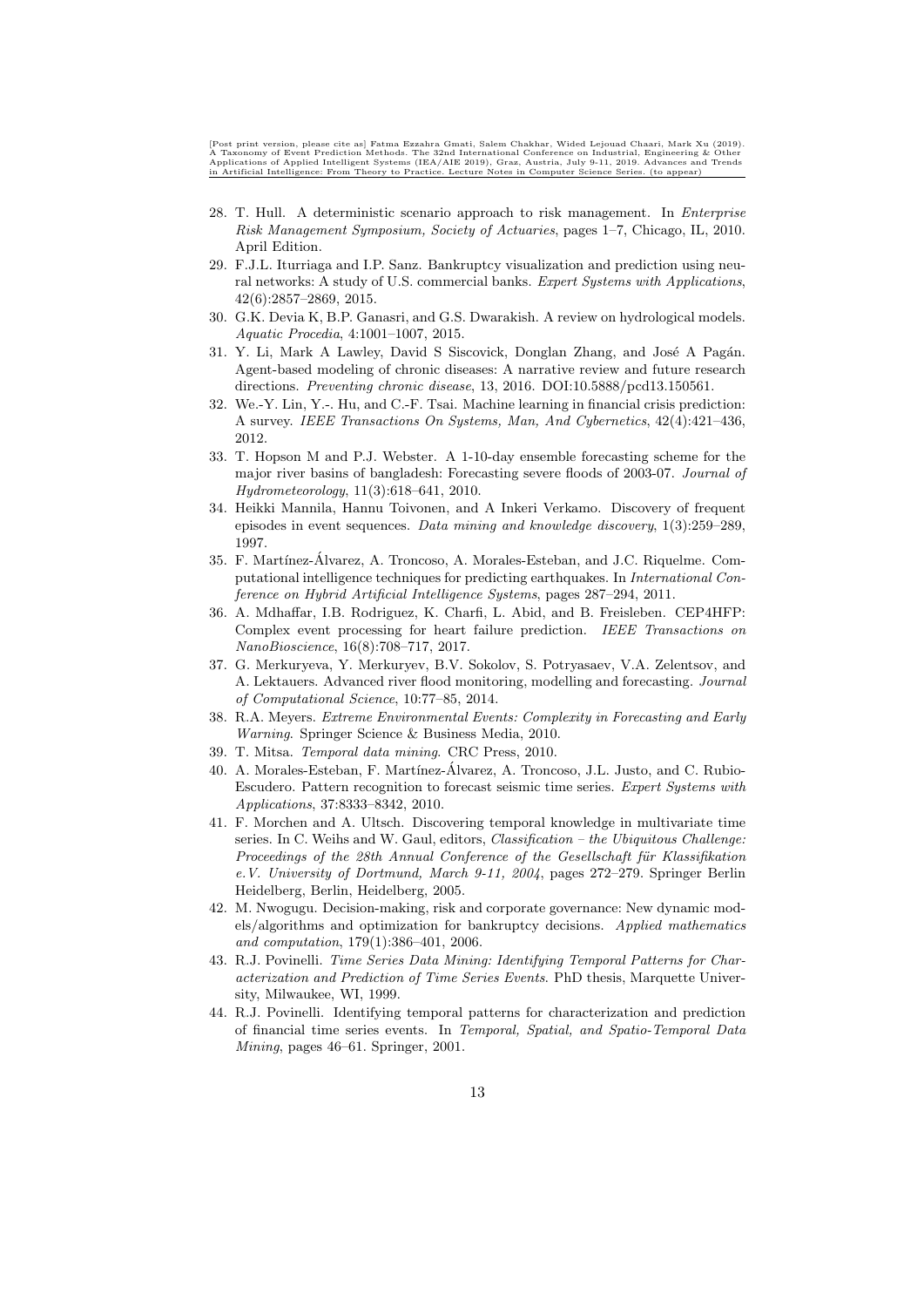28. T. Hull. A deterministic scenario approach to risk management. In *Enterprise Risk Management Symposium, Society of Actuaries*, pages 1–7, Chicago, IL, 2010. April Edition.
29. F.J.L. Iturriaga and I.P. Sanz. Bankruptcy visualization and prediction using neural networks: A study of U.S. commercial banks. *Expert Systems with Applications*, 42(6):2857–2869, 2015.
30. G.K. Devia K, B.P. Ganasri, and G.S. Dwarakish. A review on hydrological models. *Aquatic Procedia*, 4:1001–1007, 2015.
31. Y. Li, Mark A Lawley, David S Siscovick, Donglan Zhang, and José A Pagán. Agent-based modeling of chronic diseases: A narrative review and future research directions. *Preventing chronic disease*, 13, 2016. DOI:10.5888/pcd13.150561.
32. We.-Y. Lin, Y.-. Hu, and C.-F. Tsai. Machine learning in financial crisis prediction: A survey. *IEEE Transactions On Systems, Man, And Cybernetics*, 42(4):421–436, 2012.
33. T. Hopson M and P.J. Webster. A 1-10-day ensemble forecasting scheme for the major river basins of bangladesh: Forecasting severe floods of 2003-07. *Journal of Hydrometeorology*, 11(3):618–641, 2010.
34. Heikki Mannila, Hannu Toivonen, and A Inkeri Verkamo. Discovery of frequent episodes in event sequences. *Data mining and knowledge discovery*, 1(3):259–289, 1997.
35. F. Martínez-Álvarez, A. Troncoso, A. Morales-Esteban, and J.C. Riquelme. Computational intelligence techniques for predicting earthquakes. In *International Conference on Hybrid Artificial Intelligence Systems*, pages 287–294, 2011.
36. A. Mdhaffar, I.B. Rodriguez, K. Charfi, L. Abid, and B. Freisleben. CEP4HFP: Complex event processing for heart failure prediction. *IEEE Transactions on NanoBioscience*, 16(8):708–717, 2017.
37. G. Merkuryeva, Y. Merkuryev, B.V. Sokolov, S. Potryasaev, V.A. Zelentsov, and A. Lektauers. Advanced river flood monitoring, modelling and forecasting. *Journal of Computational Science*, 10:77–85, 2014.
38. R.A. Meyers. *Extreme Environmental Events: Complexity in Forecasting and Early Warning*. Springer Science & Business Media, 2010.
39. T. Mitsa. *Temporal data mining*. CRC Press, 2010.
40. A. Morales-Esteban, F. Martínez-Álvarez, A. Troncoso, J.L. Justo, and C. Rubio-Escudero. Pattern recognition to forecast seismic time series. *Expert Systems with Applications*, 37:8333–8342, 2010.
41. F. Morchen and A. Ultsch. Discovering temporal knowledge in multivariate time series. In C. Weihs and W. Gaul, editors, *Classification – the Ubiquitous Challenge: Proceedings of the 28th Annual Conference of the Gesellschaft für Klassifikation e.V. University of Dortmund, March 9-11, 2004*, pages 272–279. Springer Berlin Heidelberg, Berlin, Heidelberg, 2005.
42. M. Nwogugu. Decision-making, risk and corporate governance: New dynamic models/algorithms and optimization for bankruptcy decisions. *Applied mathematics and computation*, 179(1):386–401, 2006.
43. R.J. Povinelli. *Time Series Data Mining: Identifying Temporal Patterns for Characterization and Prediction of Time Series Events*. PhD thesis, Marquette University, Milwaukee, WI, 1999.
44. R.J. Povinelli. Identifying temporal patterns for characterization and prediction of financial time series events. In *Temporal, Spatial, and Spatio-Temporal Data Mining*, pages 46–61. Springer, 2001.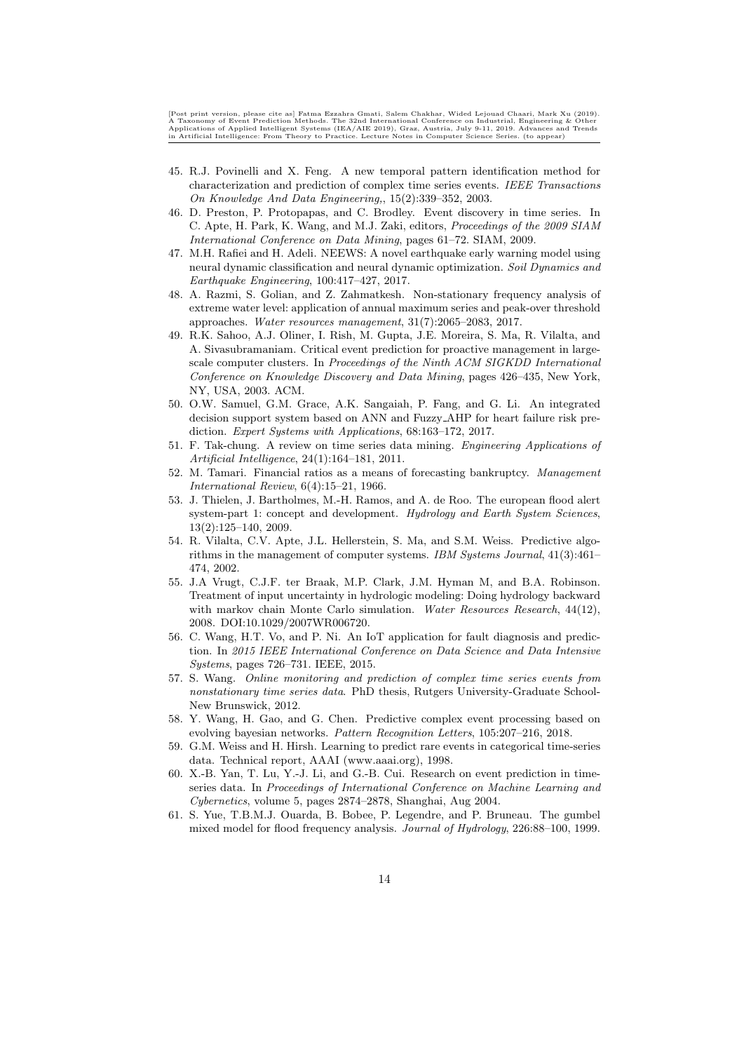45. R.J. Povinelli and X. Feng. A new temporal pattern identification method for characterization and prediction of complex time series events. *IEEE Transactions On Knowledge And Data Engineering,*, 15(2):339–352, 2003.
46. D. Preston, P. Protopapas, and C. Brodley. Event discovery in time series. In C. Apte, H. Park, K. Wang, and M.J. Zaki, editors, *Proceedings of the 2009 SIAM International Conference on Data Mining*, pages 61–72. SIAM, 2009.
47. M.H. Rafiei and H. Adeli. NEEWS: A novel earthquake early warning model using neural dynamic classification and neural dynamic optimization. *Soil Dynamics and Earthquake Engineering*, 100:417–427, 2017.
48. A. Razmi, S. Golian, and Z. Zahmatkesh. Non-stationary frequency analysis of extreme water level: application of annual maximum series and peak-over threshold approaches. *Water resources management*, 31(7):2065–2083, 2017.
49. R.K. Sahoo, A.J. Oliner, I. Rish, M. Gupta, J.E. Moreira, S. Ma, R. Vilalta, and A. Sivasubramaniam. Critical event prediction for proactive management in large-scale computer clusters. In *Proceedings of the Ninth ACM SIGKDD International Conference on Knowledge Discovery and Data Mining*, pages 426–435, New York, NY, USA, 2003. ACM.
50. O.W. Samuel, G.M. Grace, A.K. Sangaiah, P. Fang, and G. Li. An integrated decision support system based on ANN and Fuzzy_AHP for heart failure risk prediction. *Expert Systems with Applications*, 68:163–172, 2017.
51. F. Tak-chung. A review on time series data mining. *Engineering Applications of Artificial Intelligence*, 24(1):164–181, 2011.
52. M. Tamari. Financial ratios as a means of forecasting bankruptcy. *Management International Review*, 6(4):15–21, 1966.
53. J. Thielen, J. Bartholmes, M.-H. Ramos, and A. de Roo. The european flood alert system-part 1: concept and development. *Hydrology and Earth System Sciences*, 13(2):125–140, 2009.
54. R. Vilalta, C.V. Apte, J.L. Hellerstein, S. Ma, and S.M. Weiss. Predictive algorithms in the management of computer systems. *IBM Systems Journal*, 41(3):461–474, 2002.
55. J.A Vrugt, C.J.F. ter Braak, M.P. Clark, J.M. Hyman M, and B.A. Robinson. Treatment of input uncertainty in hydrologic modeling: Doing hydrology backward with markov chain Monte Carlo simulation. *Water Resources Research*, 44(12), 2008. DOI:10.1029/2007WR006720.
56. C. Wang, H.T. Vo, and P. Ni. An IoT application for fault diagnosis and prediction. In *2015 IEEE International Conference on Data Science and Data Intensive Systems*, pages 726–731. IEEE, 2015.
57. S. Wang. *Online monitoring and prediction of complex time series events from nonstationary time series data*. PhD thesis, Rutgers University-Graduate School-New Brunswick, 2012.
58. Y. Wang, H. Gao, and G. Chen. Predictive complex event processing based on evolving bayesian networks. *Pattern Recognition Letters*, 105:207–216, 2018.
59. G.M. Weiss and H. Hirsh. Learning to predict rare events in categorical time-series data. Technical report, AAAI (www.aaai.org), 1998.
60. X.-B. Yan, T. Lu, Y.-J. Li, and G.-B. Cui. Research on event prediction in time-series data. In *Proceedings of International Conference on Machine Learning and Cybernetics*, volume 5, pages 2874–2878, Shanghai, Aug 2004.
61. S. Yue, T.B.M.J. Ouarda, B. Bobee, P. Legendre, and P. Bruneau. The gumbel mixed model for flood frequency analysis. *Journal of Hydrology*, 226:88–100, 1999.